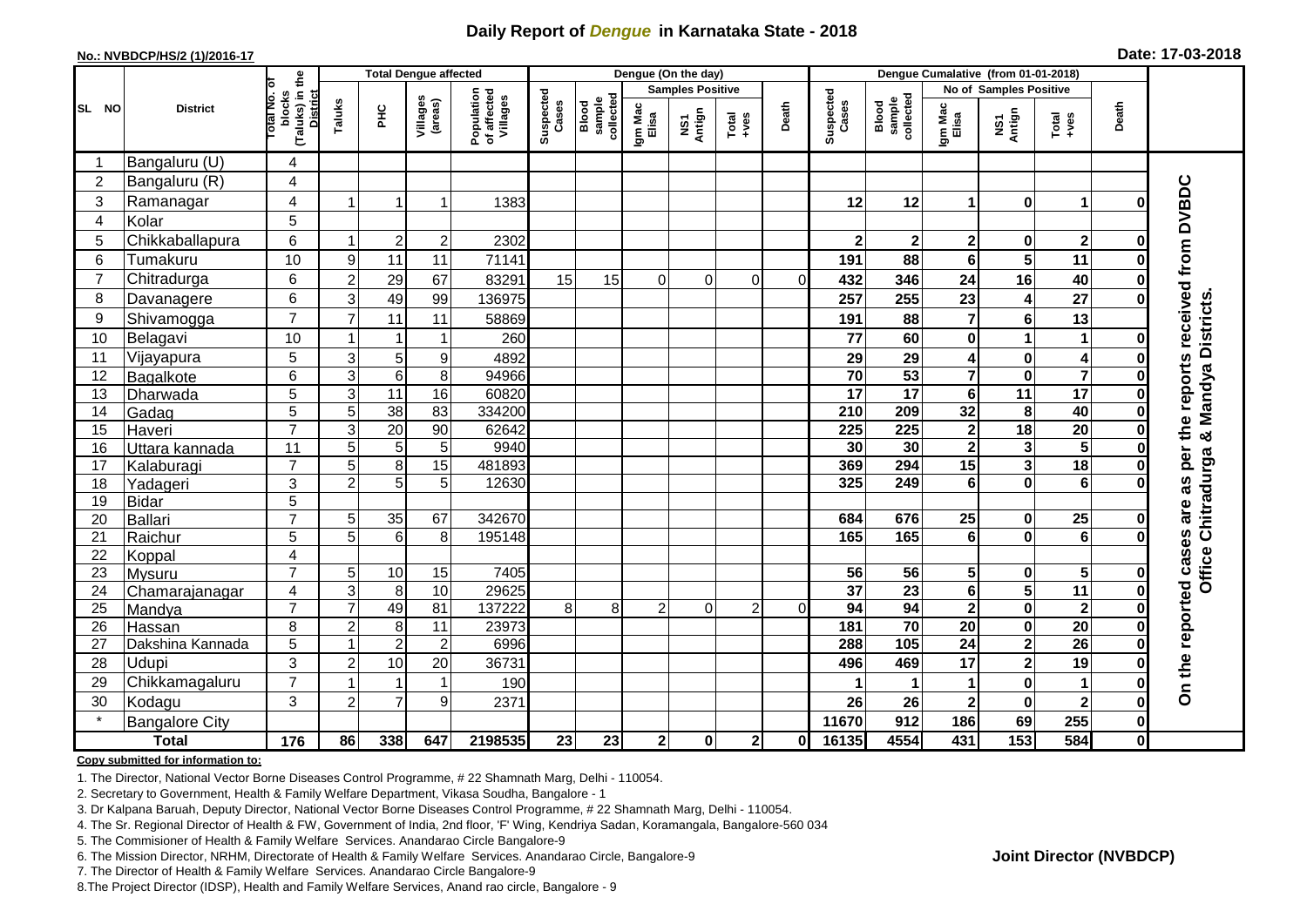# Daily Report of *Dengue* in Karnataka State - 2018

**No.: NVBDCP/HS/2 (1)/2016-17**

**Date: 17-03-2018**

| SL NO | District | Total No. of blocks (Taluks) in the District | Total Dengue affected | | | | Dengue (On the day) | | | | | | | Dengue Cumalative (from 01-01-2018) | | | | | | | |
|---|---|---|---|---|---|---|---|---|---|---|---|---|---|---|---|---|---|---|---|---|
| | | | Taluks | PHC | Villages (areas) | Population of affected Villages | Suspected Cases | Blood sample collected | Samples Positive | | | Death | Suspected Cases | Blood sample collected | No of Samples Positive | | | Death | |
| | | | | | | | | | Igm Mac Elisa | NS1 Antign | Total +ves | | | | Igm Mac Elisa | NS1 Antign | Total +ves | | |
| 1 | Bangaluru (U) | 4 | | | | | | | | | | | | | | | | | On the reported cases are as per the reports received from DVBDC Office Chitradurga & Mandya Districts. |
| 2 | Bangaluru (R) | 4 | | | | | | | | | | | | | | | | | |
| 3 | Ramanagar | 4 | 1 | 1 | 1 | 1383 | | | | | | | 12 | 12 | 1 | 0 | 1 | 0 | |
| 4 | Kolar | 5 | | | | | | | | | | | | | | | | | |
| 5 | Chikkaballapura | 6 | 1 | 2 | 2 | 2302 | | | | | | | 2 | 2 | 2 | 0 | 2 | 0 | |
| 6 | Tumakuru | 10 | 9 | 11 | 11 | 71141 | | | | | | | 191 | 88 | 6 | 5 | 11 | 0 | |
| 7 | Chitradurga | 6 | 2 | 29 | 67 | 83291 | 15 | 15 | 0 | 0 | 0 | 0 | 432 | 346 | 24 | 16 | 40 | 0 | |
| 8 | Davanagere | 6 | 3 | 49 | 99 | 136975 | | | | | | | 257 | 255 | 23 | 4 | 27 | 0 | |
| 9 | Shivamogga | 7 | 7 | 11 | 11 | 58869 | | | | | | | 191 | 88 | 7 | 6 | 13 | | |
| 10 | Belagavi | 10 | 1 | 1 | 1 | 260 | | | | | | | 77 | 60 | 0 | 1 | 1 | 0 | |
| 11 | Vijayapura | 5 | 3 | 5 | 9 | 4892 | | | | | | | 29 | 29 | 4 | 0 | 4 | 0 | |
| 12 | Bagalkote | 6 | 3 | 6 | 8 | 94966 | | | | | | | 70 | 53 | 7 | 0 | 7 | 0 | |
| 13 | Dharwada | 5 | 3 | 11 | 16 | 60820 | | | | | | | 17 | 17 | 6 | 11 | 17 | 0 | |
| 14 | Gadag | 5 | 5 | 38 | 83 | 334200 | | | | | | | 210 | 209 | 32 | 8 | 40 | 0 | |
| 15 | Haveri | 7 | 3 | 20 | 90 | 62642 | | | | | | | 225 | 225 | 2 | 18 | 20 | 0 | |
| 16 | Uttara kannada | 11 | 5 | 5 | 5 | 9940 | | | | | | | 30 | 30 | 2 | 3 | 5 | 0 | |
| 17 | Kalaburagi | 7 | 5 | 8 | 15 | 481893 | | | | | | | 369 | 294 | 15 | 3 | 18 | 0 | |
| 18 | Yadageri | 3 | 2 | 5 | 5 | 12630 | | | | | | | 325 | 249 | 6 | 0 | 6 | 0 | |
| 19 | Bidar | 5 | | | | | | | | | | | | | | | | | |
| 20 | Ballari | 7 | 5 | 35 | 67 | 342670 | | | | | | | 684 | 676 | 25 | 0 | 25 | 0 | |
| 21 | Raichur | 5 | 5 | 6 | 8 | 195148 | | | | | | | 165 | 165 | 6 | 0 | 6 | 0 | |
| 22 | Koppal | 4 | | | | | | | | | | | | | | | | | |
| 23 | Mysuru | 7 | 5 | 10 | 15 | 7405 | | | | | | | 56 | 56 | 5 | 0 | 5 | 0 | |
| 24 | Chamarajanagar | 4 | 3 | 8 | 10 | 29625 | | | | | | | 37 | 23 | 6 | 5 | 11 | 0 | |
| 25 | Mandya | 7 | 7 | 49 | 81 | 137222 | 8 | 8 | 2 | 0 | 2 | 0 | 94 | 94 | 2 | 0 | 2 | 0 | |
| 26 | Hassan | 8 | 2 | 8 | 11 | 23973 | | | | | | | 181 | 70 | 20 | 0 | 20 | 0 | |
| 27 | Dakshina Kannada | 5 | 1 | 2 | 2 | 6996 | | | | | | | 288 | 105 | 24 | 2 | 26 | 0 | |
| 28 | Udupi | 3 | 2 | 10 | 20 | 36731 | | | | | | | 496 | 469 | 17 | 2 | 19 | 0 | |
| 29 | Chikkamagaluru | 7 | 1 | 1 | 1 | 190 | | | | | | | 1 | 1 | 1 | 0 | 1 | 0 | |
| 30 | Kodagu | 3 | 2 | 7 | 9 | 2371 | | | | | | | 26 | 26 | 2 | 0 | 2 | 0 | |
| * | Bangalore City | | | | | | | | | | | | 11670 | 912 | 186 | 69 | 255 | 0 | |
| **Total** | | **176** | **86** | **338** | **647** | **2198535** | **23** | **23** | **2** | **0** | **2** | **0** | **16135** | **4554** | **431** | **153** | **584** | **0** | |

**Copy submitted for information to:**

1. The Director, National Vector Borne Diseases Control Programme, # 22 Shamnath Marg, Delhi - 110054.
2. Secretary to Government, Health & Family Welfare Department, Vikasa Soudha, Bangalore - 1
3. Dr Kalpana Baruah, Deputy Director, National Vector Borne Diseases Control Programme, # 22 Shamnath Marg, Delhi - 110054.
4. The Sr. Regional Director of Health & FW, Government of India, 2nd floor, 'F' Wing, Kendriya Sadan, Koramangala, Bangalore-560 034
5. The Commisioner of Health & Family Welfare Services. Anandarao Circle Bangalore-9
6. The Mission Director, NRHM, Directorate of Health & Family Welfare Services. Anandarao Circle, Bangalore-9
7. The Director of Health & Family Welfare Services. Anandarao Circle Bangalore-9
8. The Project Director (IDSP), Health and Family Welfare Services, Anand rao circle, Bangalore - 9

**Joint Director (NVBDCP)**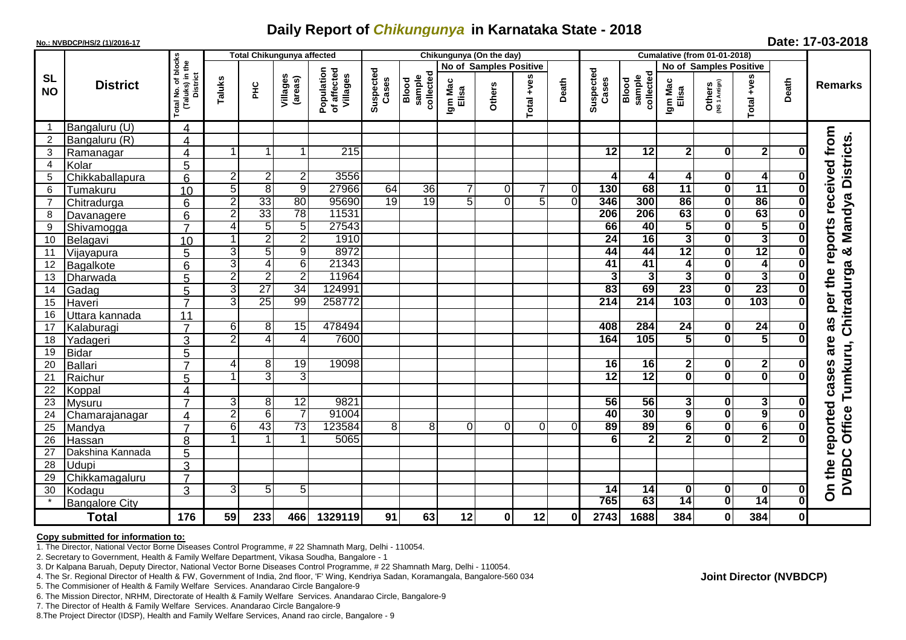# Daily Report of *Chikungunya* in Karnataka State - 2018

**No.: NVBDCP/HS/2 (1)/2016-17**

**Date: 17-03-2018**

| SL NO | District | Total No. of blocks (Taluks) in the District | Total Chikungunya affected | | | | Chikungunya (On the day) | | | | | | | Cumalative (from 01-01-2018) | | | | | | | Remarks |
|---|---|---|---|---|---|---|---|---|---|---|---|---|---|---|---|---|---|---|---|---|---|
| | | | Taluks | PHC | Villages (areas) | Population of affected Villages | Suspected Cases | Blood sample collected | No of Samples Positive | | | Death | | Suspected Cases | Blood sample collected | No of Samples Positive | | | Death | |
| | | | | | | | | | Igm Mac Elisa | Others | Total +ves | | | | | Igm Mac Elisa | Others (NS 1 Antign) | Total +ves | | |
| 1 | Bangaluru (U) | 4 | | | | | | | | | | | | | | | | | On the reported cases are as per the reports received from DVBDC Office Tumkuru, Chitradurga & Mandya Districts. |
| 2 | Bangaluru (R) | 4 | | | | | | | | | | | | | | | | | |
| 3 | Ramanagar | 4 | 1 | 1 | 1 | 215 | | | | | | | 12 | 12 | 2 | 0 | 2 | 0 | |
| 4 | Kolar | 5 | | | | | | | | | | | | | | | | | |
| 5 | Chikkaballapura | 6 | 2 | 2 | 2 | 3556 | | | | | | | 4 | 4 | 4 | 0 | 4 | 0 | |
| 6 | Tumakuru | 10 | 5 | 8 | 9 | 27966 | 64 | 36 | 7 | 0 | 7 | 0 | 130 | 68 | 11 | 0 | 11 | 0 | |
| 7 | Chitradurga | 6 | 2 | 33 | 80 | 95690 | 19 | 19 | 5 | 0 | 5 | 0 | 346 | 300 | 86 | 0 | 86 | 0 | |
| 8 | Davanagere | 6 | 2 | 33 | 78 | 11531 | | | | | | | 206 | 206 | 63 | 0 | 63 | 0 | |
| 9 | Shivamogga | 7 | 4 | 5 | 5 | 27543 | | | | | | | 66 | 40 | 5 | 0 | 5 | 0 | |
| 10 | Belagavi | 10 | 1 | 2 | 2 | 1910 | | | | | | | 24 | 16 | 3 | 0 | 3 | 0 | |
| 11 | Vijayapura | 5 | 3 | 5 | 9 | 8972 | | | | | | | 44 | 44 | 12 | 0 | 12 | 0 | |
| 12 | Bagalkote | 6 | 3 | 4 | 6 | 21343 | | | | | | | 41 | 41 | 4 | 0 | 4 | 0 | |
| 13 | Dharwada | 5 | 2 | 2 | 2 | 11964 | | | | | | | 3 | 3 | 3 | 0 | 3 | 0 | |
| 14 | Gadag | 5 | 3 | 27 | 34 | 124991 | | | | | | | 83 | 69 | 23 | 0 | 23 | 0 | |
| 15 | Haveri | 7 | 3 | 25 | 99 | 258772 | | | | | | | 214 | 214 | 103 | 0 | 103 | 0 | |
| 16 | Uttara kannada | 11 | | | | | | | | | | | | | | | | | |
| 17 | Kalaburagi | 7 | 6 | 8 | 15 | 478494 | | | | | | | 408 | 284 | 24 | 0 | 24 | 0 | |
| 18 | Yadageri | 3 | 2 | 4 | 4 | 7600 | | | | | | | 164 | 105 | 5 | 0 | 5 | 0 | |
| 19 | Bidar | 5 | | | | | | | | | | | | | | | | | |
| 20 | Ballari | 7 | 4 | 8 | 19 | 19098 | | | | | | | 16 | 16 | 2 | 0 | 2 | 0 | |
| 21 | Raichur | 5 | 1 | 3 | 3 | | | | | | | | 12 | 12 | 0 | 0 | 0 | 0 | |
| 22 | Koppal | 4 | | | | | | | | | | | | | | | | | |
| 23 | Mysuru | 7 | 3 | 8 | 12 | 9821 | | | | | | | 56 | 56 | 3 | 0 | 3 | 0 | |
| 24 | Chamarajanagar | 4 | 2 | 6 | 7 | 91004 | | | | | | | 40 | 30 | 9 | 0 | 9 | 0 | |
| 25 | Mandya | 7 | 6 | 43 | 73 | 123584 | 8 | 8 | 0 | 0 | 0 | 0 | 89 | 89 | 6 | 0 | 6 | 0 | |
| 26 | Hassan | 8 | 1 | 1 | 1 | 5065 | | | | | | | 6 | 2 | 2 | 0 | 2 | 0 | |
| 27 | Dakshina Kannada | 5 | | | | | | | | | | | | | | | | | |
| 28 | Udupi | 3 | | | | | | | | | | | | | | | | | |
| 29 | Chikkamagaluru | 7 | | | | | | | | | | | | | | | | | |
| 30 | Kodagu | 3 | 3 | 5 | 5 | | | | | | | | 14 | 14 | 0 | 0 | 0 | 0 | |
| * | Bangalore City | | | | | | | | | | | | 765 | 63 | 14 | 0 | 14 | 0 | |
| **Total** | | **176** | **59** | **233** | **466** | **1329119** | **91** | **63** | **12** | **0** | **12** | **0** | **2743** | **1688** | **384** | **0** | **384** | **0** | |

**Copy submitted for information to:**

1. The Director, National Vector Borne Diseases Control Programme, # 22 Shamnath Marg, Delhi - 110054.
2. Secretary to Government, Health & Family Welfare Department, Vikasa Soudha, Bangalore - 1
3. Dr Kalpana Baruah, Deputy Director, National Vector Borne Diseases Control Programme, # 22 Shamnath Marg, Delhi - 110054.
4. The Sr. Regional Director of Health & FW, Government of India, 2nd floor, 'F' Wing, Kendriya Sadan, Koramangala, Bangalore-560 034
5. The Commisioner of Health & Family Welfare Services. Anandarao Circle Bangalore-9
6. The Mission Director, NRHM, Directorate of Health & Family Welfare Services. Anandarao Circle, Bangalore-9
7. The Director of Health & Family Welfare Services. Anandarao Circle Bangalore-9
8. The Project Director (IDSP), Health and Family Welfare Services, Anand rao circle, Bangalore - 9

**Joint Director (NVBDCP)**